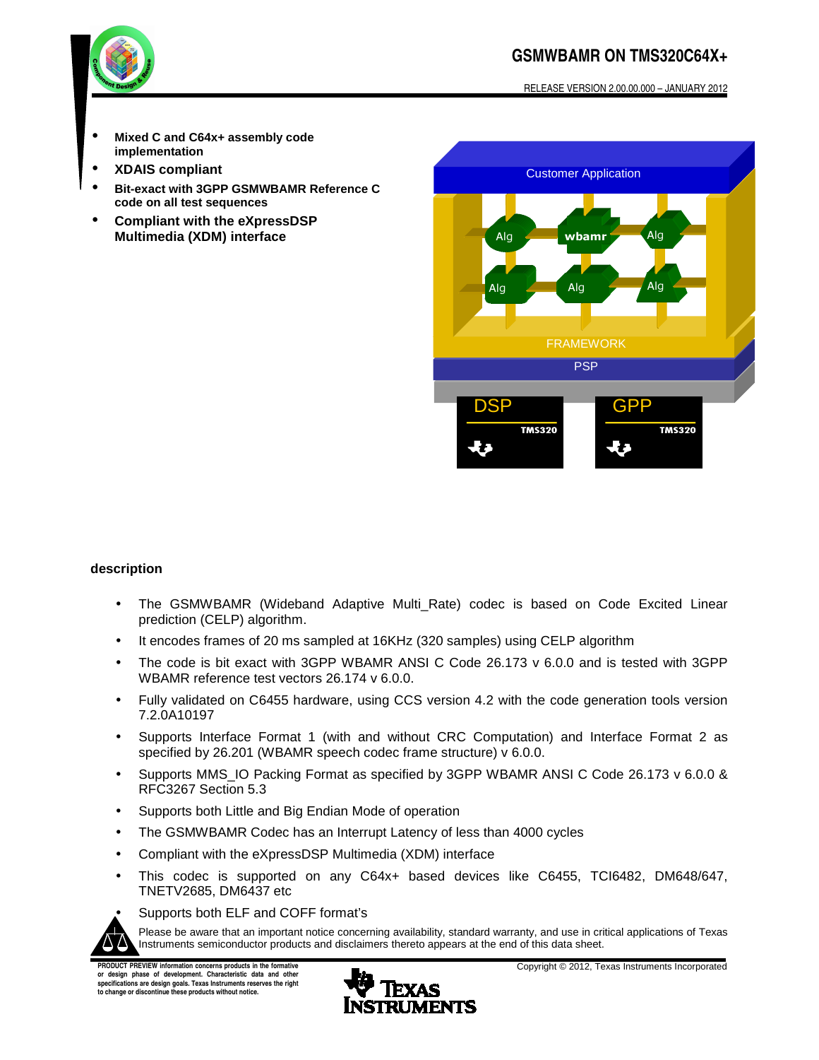# GSMWBAMR ON TMS320C64X+

RELEASE VERSION 2.00.00.000 – JANUARY 2012

- **Mixed C and C64x+ assembly code implementation**
- **XDAIS compliant**
- **Bit-exact with 3GPP GSMWBAMR Reference C code on all test sequences**
- **Compliant with the eXpressDSP Multimedia (XDM) interface**

## description

- The GSMWBAMR (Wideband Adaptive Multi_Rate) codec is based on Code Excited Linear prediction (CELP) algorithm.
- It encodes frames of 20 ms sampled at 16KHz (320 samples) using CELP algorithm
- The code is bit exact with 3GPP WBAMR ANSI C Code 26.173 v 6.0.0 and is tested with 3GPP WBAMR reference test vectors 26.174 v 6.0.0.
- Fully validated on C6455 hardware, using CCS version 4.2 with the code generation tools version 7.2.0A10197
- Supports Interface Format 1 (with and without CRC Computation) and Interface Format 2 as specified by 26.201 (WBAMR speech codec frame structure) v 6.0.0.
- Supports MMS_IO Packing Format as specified by 3GPP WBAMR ANSI C Code 26.173 v 6.0.0 & RFC3267 Section 5.3
- Supports both Little and Big Endian Mode of operation
- The GSMWBAMR Codec has an Interrupt Latency of less than 4000 cycles
- Compliant with the eXpressDSP Multimedia (XDM) interface
- This codec is supported on any C64x+ based devices like C6455, TCI6482, DM648/647, TNETV2685, DM6437 etc
- Supports both ELF and COFF format's

Please be aware that an important notice concerning availability, standard warranty, and use in critical applications of Texas Instruments semiconductor products and disclaimers thereto appears at the end of this data sheet.

PRODUCT PREVIEW information concerns products in the formative or design phase of development. Characteristic data and other specifications are design goals. Texas Instruments reserves the right to change or discontinue these products without notice.

Copyright © 2012, Texas Instruments Incorporated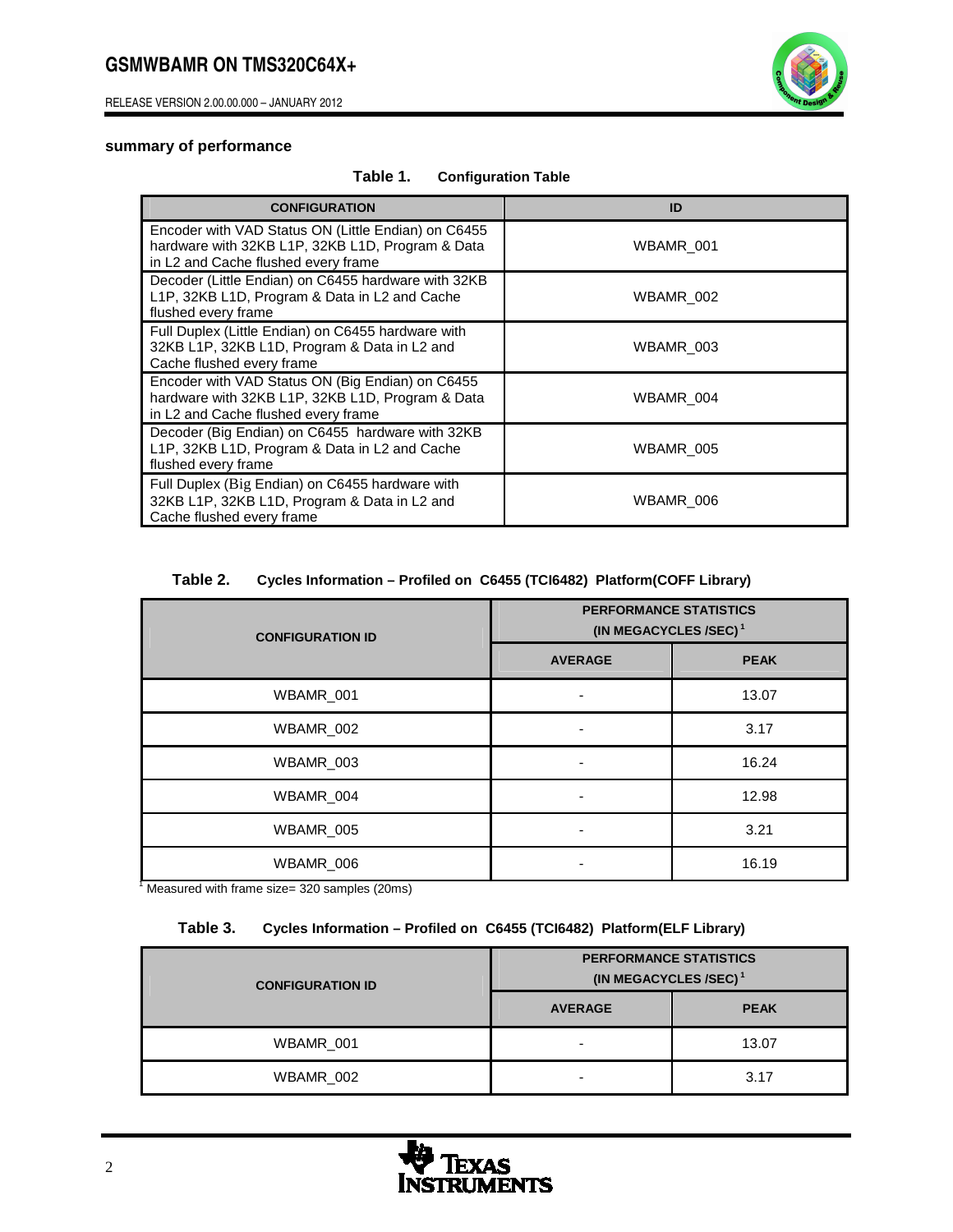### summary of performance

**Table 1. Configuration Table**

| CONFIGURATION | ID |
|---|---|
| Encoder with VAD Status ON (Little Endian) on C6455 hardware with 32KB L1P, 32KB L1D, Program & Data in L2 and Cache flushed every frame | WBAMR_001 |
| Decoder (Little Endian) on C6455 hardware with 32KB L1P, 32KB L1D, Program & Data in L2 and Cache flushed every frame | WBAMR_002 |
| Full Duplex (Little Endian) on C6455 hardware with 32KB L1P, 32KB L1D, Program & Data in L2 and Cache flushed every frame | WBAMR_003 |
| Encoder with VAD Status ON (Big Endian) on C6455 hardware with 32KB L1P, 32KB L1D, Program & Data in L2 and Cache flushed every frame | WBAMR_004 |
| Decoder (Big Endian) on C6455 hardware with 32KB L1P, 32KB L1D, Program & Data in L2 and Cache flushed every frame | WBAMR_005 |
| Full Duplex (Big Endian) on C6455 hardware with 32KB L1P, 32KB L1D, Program & Data in L2 and Cache flushed every frame | WBAMR_006 |

**Table 2. Cycles Information – Profiled on C6455 (TCI6482) Platform(COFF Library)**

| CONFIGURATION ID | PERFORMANCE STATISTICS (IN MEGACYCLES /SEC)[1] | |
|---|---|---|
| | AVERAGE | PEAK |
| WBAMR_001 | - | 13.07 |
| WBAMR_002 | - | 3.17 |
| WBAMR_003 | - | 16.24 |
| WBAMR_004 | - | 12.98 |
| WBAMR_005 | - | 3.21 |
| WBAMR_006 | - | 16.19 |

[1] Measured with frame size= 320 samples (20ms)

**Table 3. Cycles Information – Profiled on C6455 (TCI6482) Platform(ELF Library)**

| CONFIGURATION ID | PERFORMANCE STATISTICS (IN MEGACYCLES /SEC)[1] | |
|---|---|---|
| | AVERAGE | PEAK |
| WBAMR_001 | - | 13.07 |
| WBAMR_002 | - | 3.17 |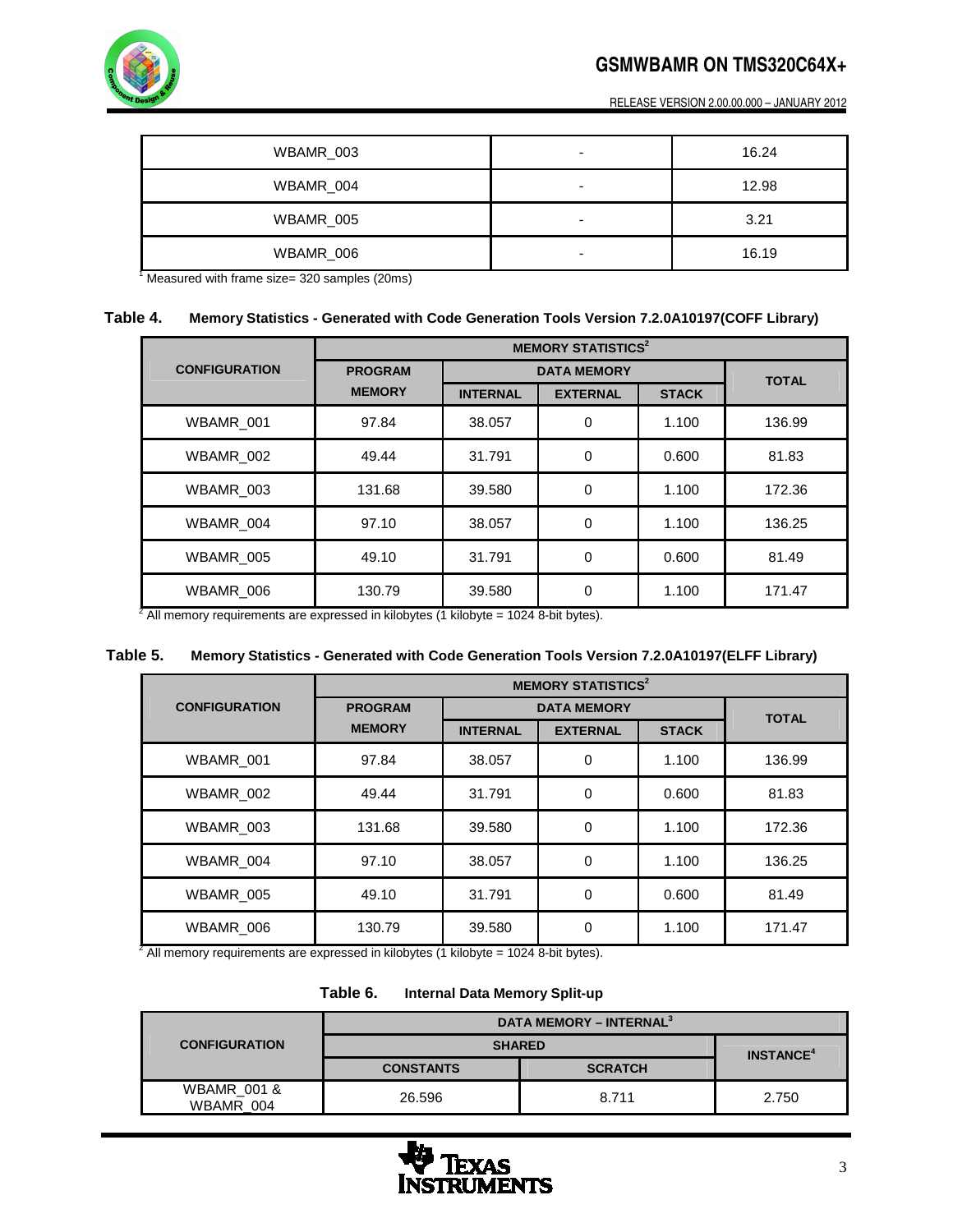| WBAMR_003 | - | 16.24 |
|---|---|---|
| WBAMR_004 | - | 12.98 |
| WBAMR_005 | - | 3.21 |
| WBAMR_006 | - | 16.19 |

[1] Measured with frame size= 320 samples (20ms)

**Table 4. Memory Statistics - Generated with Code Generation Tools Version 7.2.0A10197(COFF Library)**

| CONFIGURATION | MEMORY STATISTICS[2] | | | | |
|---|---|---|---|---|---|
| | PROGRAM MEMORY | DATA MEMORY | | | TOTAL |
| | | INTERNAL | EXTERNAL | STACK | |
| WBAMR_001 | 97.84 | 38.057 | 0 | 1.100 | 136.99 |
| WBAMR_002 | 49.44 | 31.791 | 0 | 0.600 | 81.83 |
| WBAMR_003 | 131.68 | 39.580 | 0 | 1.100 | 172.36 |
| WBAMR_004 | 97.10 | 38.057 | 0 | 1.100 | 136.25 |
| WBAMR_005 | 49.10 | 31.791 | 0 | 0.600 | 81.49 |
| WBAMR_006 | 130.79 | 39.580 | 0 | 1.100 | 171.47 |

[2] All memory requirements are expressed in kilobytes (1 kilobyte = 1024 8-bit bytes).

**Table 5. Memory Statistics - Generated with Code Generation Tools Version 7.2.0A10197(ELFF Library)**

| CONFIGURATION | MEMORY STATISTICS[2] | | | | |
|---|---|---|---|---|---|
| | PROGRAM MEMORY | DATA MEMORY | | | TOTAL |
| | | INTERNAL | EXTERNAL | STACK | |
| WBAMR_001 | 97.84 | 38.057 | 0 | 1.100 | 136.99 |
| WBAMR_002 | 49.44 | 31.791 | 0 | 0.600 | 81.83 |
| WBAMR_003 | 131.68 | 39.580 | 0 | 1.100 | 172.36 |
| WBAMR_004 | 97.10 | 38.057 | 0 | 1.100 | 136.25 |
| WBAMR_005 | 49.10 | 31.791 | 0 | 0.600 | 81.49 |
| WBAMR_006 | 130.79 | 39.580 | 0 | 1.100 | 171.47 |

[2] All memory requirements are expressed in kilobytes (1 kilobyte = 1024 8-bit bytes).

**Table 6. Internal Data Memory Split-up**

| CONFIGURATION | DATA MEMORY – INTERNAL[3] | | |
|---|---|---|---|
| | SHARED | | INSTANCE[4] |
| | CONSTANTS | SCRATCH | |
| WBAMR_001 & WBAMR_004 | 26.596 | 8.711 | 2.750 |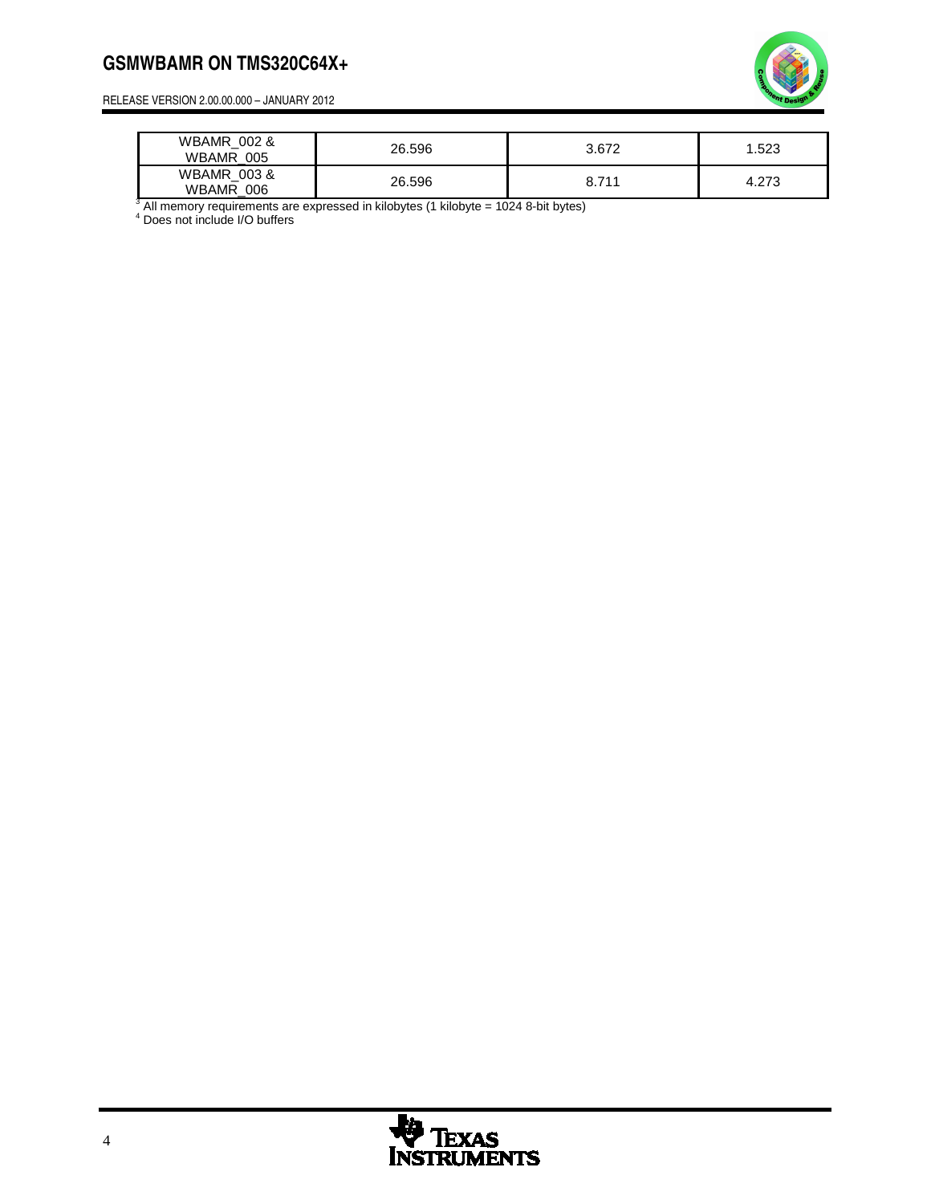| | | | |
|---|---|---|---|
| WBAMR_002 & WBAMR_005 | 26.596 | 3.672 | 1.523 |
| WBAMR_003 & WBAMR_006 | 26.596 | 8.711 | 4.273 |

[3] All memory requirements are expressed in kilobytes (1 kilobyte = 1024 8-bit bytes)

[4] Does not include I/O buffers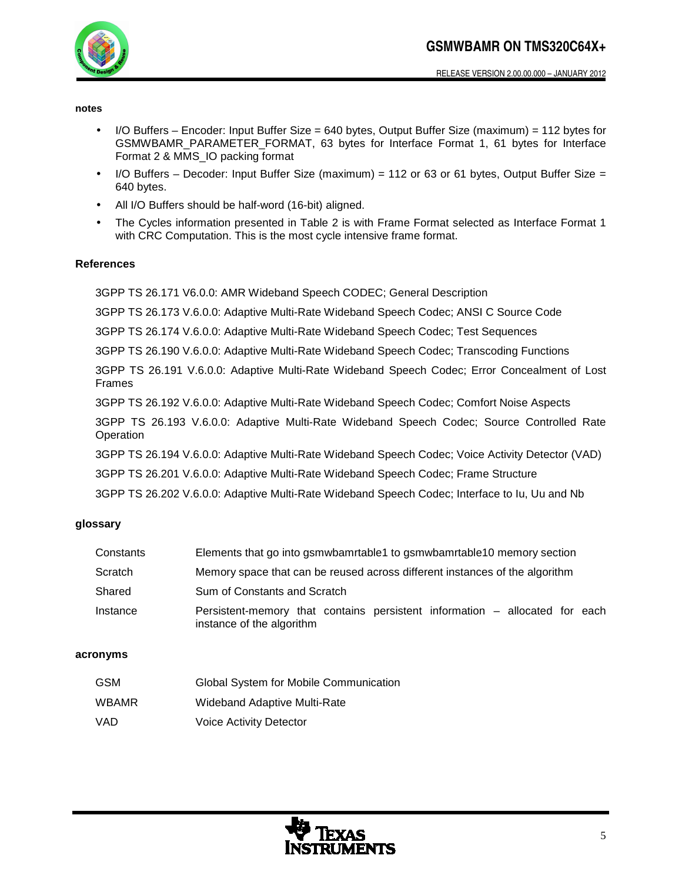#### notes

- I/O Buffers – Encoder: Input Buffer Size = 640 bytes, Output Buffer Size (maximum) = 112 bytes for GSMWBAMR_PARAMETER_FORMAT, 63 bytes for Interface Format 1, 61 bytes for Interface Format 2 & MMS_IO packing format
- I/O Buffers – Decoder: Input Buffer Size (maximum) = 112 or 63 or 61 bytes, Output Buffer Size = 640 bytes.
- All I/O Buffers should be half-word (16-bit) aligned.
- The Cycles information presented in Table 2 is with Frame Format selected as Interface Format 1 with CRC Computation. This is the most cycle intensive frame format.

#### References

3GPP TS 26.171 V6.0.0: AMR Wideband Speech CODEC; General Description

3GPP TS 26.173 V.6.0.0: Adaptive Multi-Rate Wideband Speech Codec; ANSI C Source Code

3GPP TS 26.174 V.6.0.0: Adaptive Multi-Rate Wideband Speech Codec; Test Sequences

3GPP TS 26.190 V.6.0.0: Adaptive Multi-Rate Wideband Speech Codec; Transcoding Functions

3GPP TS 26.191 V.6.0.0: Adaptive Multi-Rate Wideband Speech Codec; Error Concealment of Lost Frames

3GPP TS 26.192 V.6.0.0: Adaptive Multi-Rate Wideband Speech Codec; Comfort Noise Aspects

3GPP TS 26.193 V.6.0.0: Adaptive Multi-Rate Wideband Speech Codec; Source Controlled Rate Operation

3GPP TS 26.194 V.6.0.0: Adaptive Multi-Rate Wideband Speech Codec; Voice Activity Detector (VAD)

3GPP TS 26.201 V.6.0.0: Adaptive Multi-Rate Wideband Speech Codec; Frame Structure

3GPP TS 26.202 V.6.0.0: Adaptive Multi-Rate Wideband Speech Codec; Interface to Iu, Uu and Nb

#### glossary

| | |
|---|---|
| Constants | Elements that go into gsmwbamrtable1 to gsmwbamrtable10 memory section |
| Scratch | Memory space that can be reused across different instances of the algorithm |
| Shared | Sum of Constants and Scratch |
| Instance | Persistent-memory that contains persistent information – allocated for each instance of the algorithm |

#### acronyms

| | |
|---|---|
| GSM | Global System for Mobile Communication |
| WBAMR | Wideband Adaptive Multi-Rate |
| VAD | Voice Activity Detector |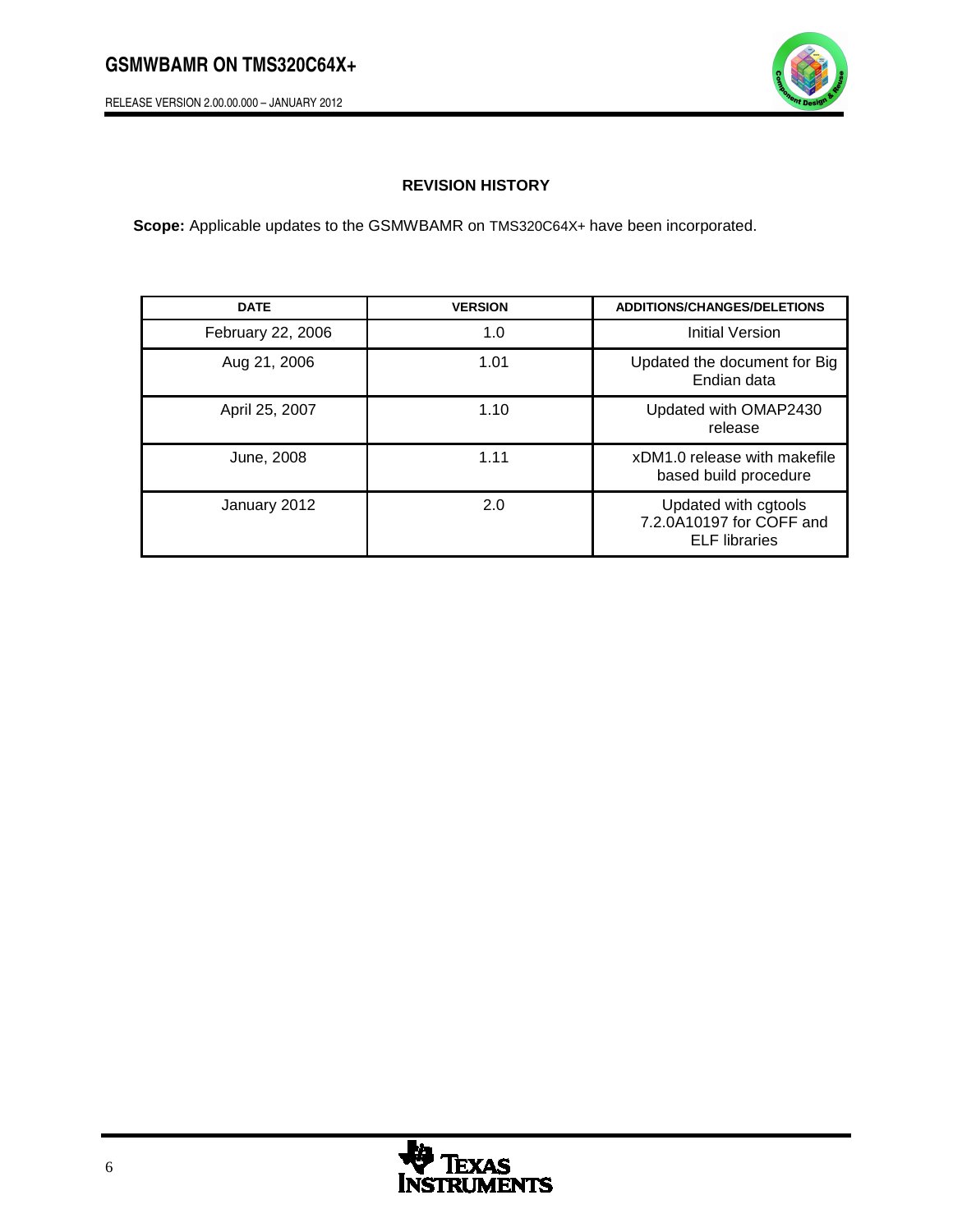## REVISION HISTORY

**Scope:** Applicable updates to the GSMWBAMR on TMS320C64X+ have been incorporated.

| DATE | VERSION | ADDITIONS/CHANGES/DELETIONS |
|---|---|---|
| February 22, 2006 | 1.0 | Initial Version |
| Aug 21, 2006 | 1.01 | Updated the document for Big Endian data |
| April 25, 2007 | 1.10 | Updated with OMAP2430 release |
| June, 2008 | 1.11 | xDM1.0 release with makefile based build procedure |
| January 2012 | 2.0 | Updated with cgtools 7.2.0A10197 for COFF and ELF libraries |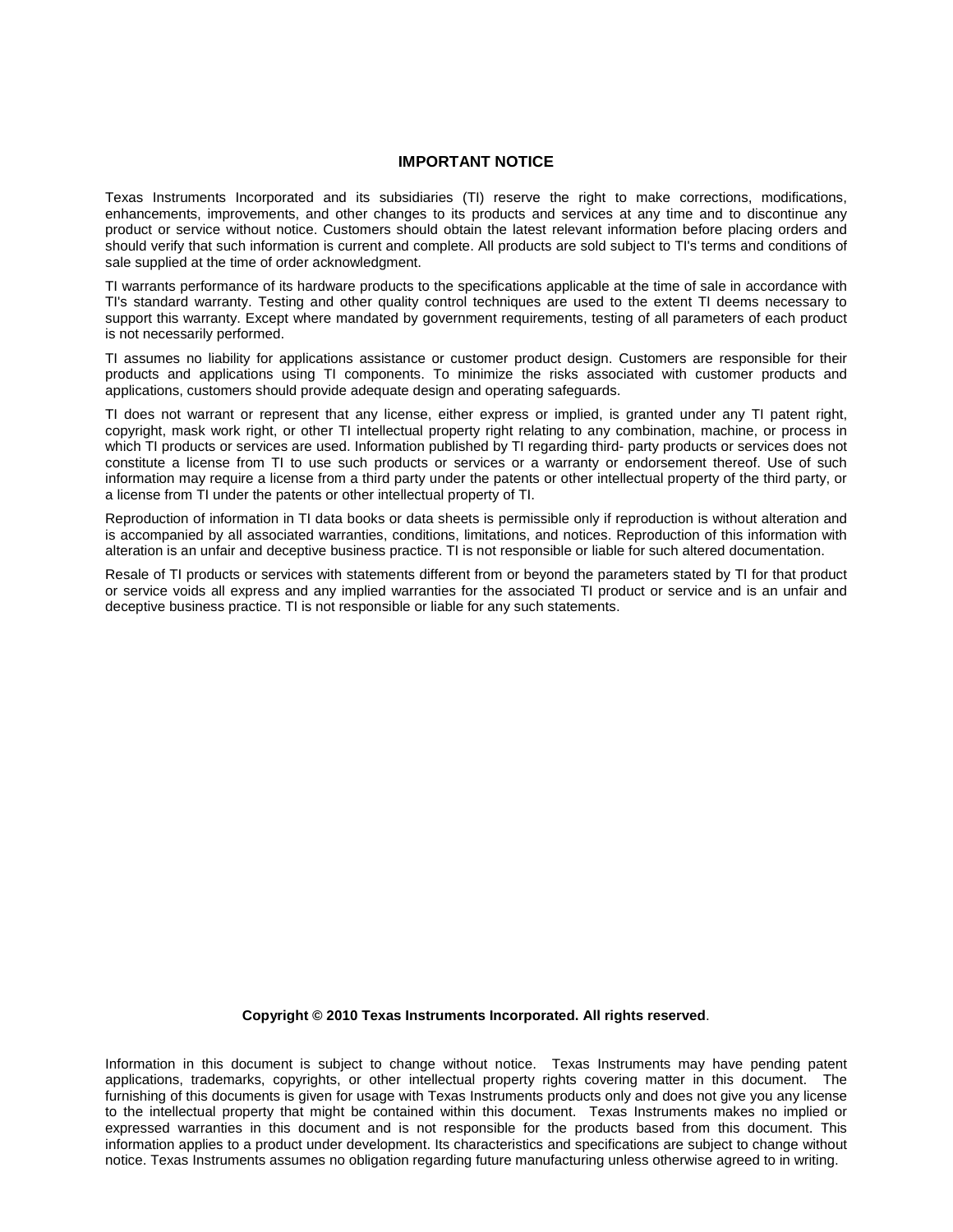## IMPORTANT NOTICE

Texas Instruments Incorporated and its subsidiaries (TI) reserve the right to make corrections, modifications, enhancements, improvements, and other changes to its products and services at any time and to discontinue any product or service without notice. Customers should obtain the latest relevant information before placing orders and should verify that such information is current and complete. All products are sold subject to TI's terms and conditions of sale supplied at the time of order acknowledgment.

TI warrants performance of its hardware products to the specifications applicable at the time of sale in accordance with TI's standard warranty. Testing and other quality control techniques are used to the extent TI deems necessary to support this warranty. Except where mandated by government requirements, testing of all parameters of each product is not necessarily performed.

TI assumes no liability for applications assistance or customer product design. Customers are responsible for their products and applications using TI components. To minimize the risks associated with customer products and applications, customers should provide adequate design and operating safeguards.

TI does not warrant or represent that any license, either express or implied, is granted under any TI patent right, copyright, mask work right, or other TI intellectual property right relating to any combination, machine, or process in which TI products or services are used. Information published by TI regarding third- party products or services does not constitute a license from TI to use such products or services or a warranty or endorsement thereof. Use of such information may require a license from a third party under the patents or other intellectual property of the third party, or a license from TI under the patents or other intellectual property of TI.

Reproduction of information in TI data books or data sheets is permissible only if reproduction is without alteration and is accompanied by all associated warranties, conditions, limitations, and notices. Reproduction of this information with alteration is an unfair and deceptive business practice. TI is not responsible or liable for such altered documentation.

Resale of TI products or services with statements different from or beyond the parameters stated by TI for that product or service voids all express and any implied warranties for the associated TI product or service and is an unfair and deceptive business practice. TI is not responsible or liable for any such statements.

**Copyright © 2010 Texas Instruments Incorporated. All rights reserved**.

Information in this document is subject to change without notice. Texas Instruments may have pending patent applications, trademarks, copyrights, or other intellectual property rights covering matter in this document. The furnishing of this documents is given for usage with Texas Instruments products only and does not give you any license to the intellectual property that might be contained within this document. Texas Instruments makes no implied or expressed warranties in this document and is not responsible for the products based from this document. This information applies to a product under development. Its characteristics and specifications are subject to change without notice. Texas Instruments assumes no obligation regarding future manufacturing unless otherwise agreed to in writing.